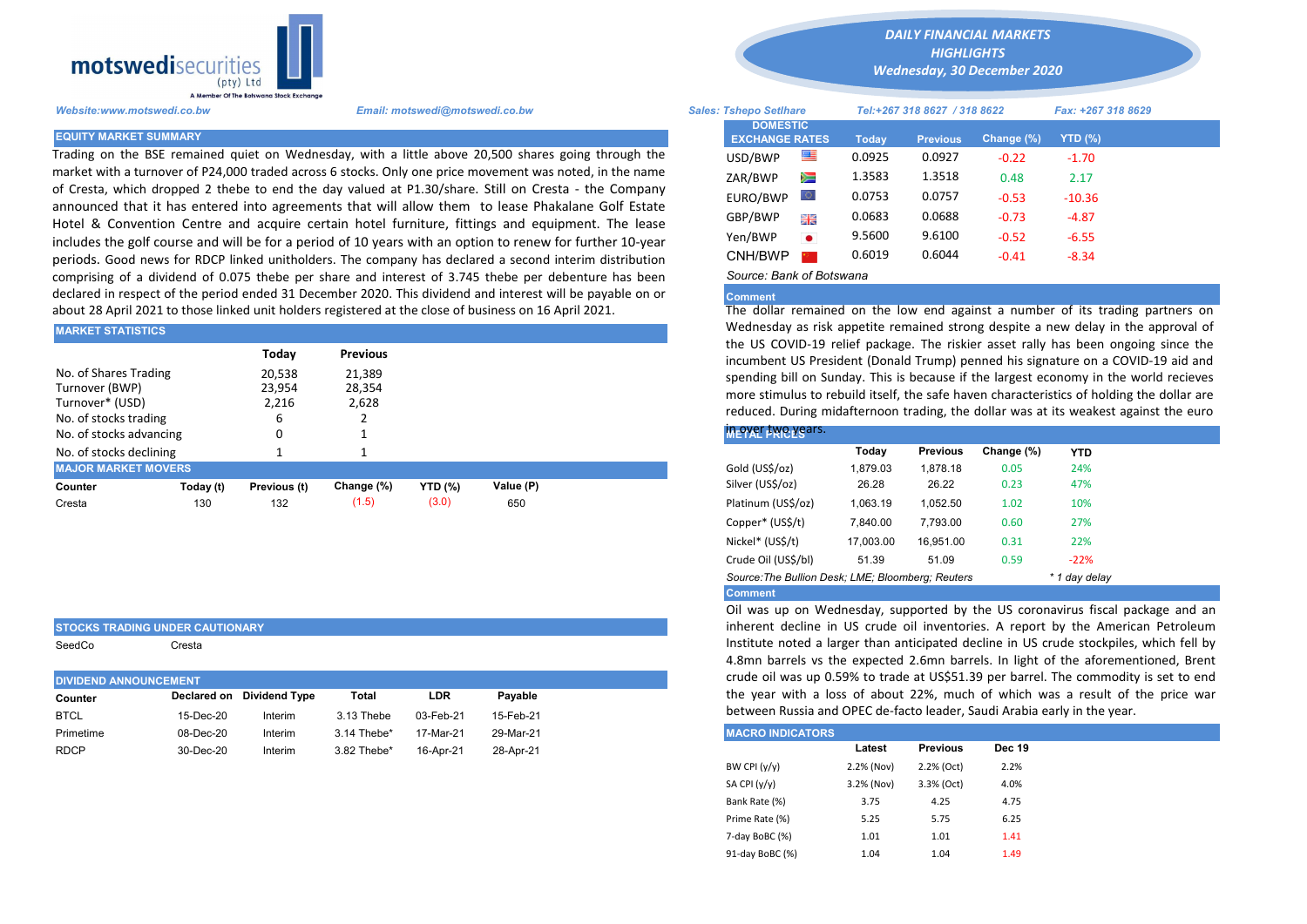motswedisecurities (pty) Ltd
A Member Of The Botswana Stock Exchange

*DAILY FINANCIAL MARKETS HIGHLIGHTS*
*Wednesday, 30 December 2020*

*Website:www.motswedi.co.bw* *Email: motswedi@motswedi.co.bw* *Sales: Tshepo Setlhare* *Tel:+267 318 8627 / 318 8622* *Fax: +267 318 8629*

## EQUITY MARKET SUMMARY

Trading on the BSE remained quiet on Wednesday, with a little above 20,500 shares going through the market with a turnover of P24,000 traded across 6 stocks. Only one price movement was noted, in the name of Cresta, which dropped 2 thebe to end the day valued at P1.30/share. Still on Cresta - the Company announced that it has entered into agreements that will allow them to lease Phakalane Golf Estate Hotel & Convention Centre and acquire certain hotel furniture, fittings and equipment. The lease includes the golf course and will be for a period of 10 years with an option to renew for further 10-year periods. Good news for RDCP linked unitholders. The company has declared a second interim distribution comprising of a dividend of 0.075 thebe per share and interest of 3.745 thebe per debenture has been declared in respect of the period ended 31 December 2020. This dividend and interest will be payable on or about 28 April 2021 to those linked unit holders registered at the close of business on 16 April 2021.

## MARKET STATISTICS

| | Today | Previous |
|---|---|---|
| No. of Shares Trading | 20,538 | 21,389 |
| Turnover (BWP) | 23,954 | 28,354 |
| Turnover* (USD) | 2,216 | 2,628 |
| No. of stocks trading | 6 | 2 |
| No. of stocks advancing | 0 | 1 |
| No. of stocks declining | 1 | 1 |

## MAJOR MARKET MOVERS

| Counter | Today (t) | Previous (t) | Change (%) | YTD (%) | Value (P) |
|---|---|---|---|---|---|
| Cresta | 130 | 132 | (1.5) | (3.0) | 650 |

## STOCKS TRADING UNDER CAUTIONARY

SeedCo Cresta

## DIVIDEND ANNOUNCEMENT

| Counter | Declared on | Dividend Type | Total | LDR | Payable |
|---|---|---|---|---|---|
| BTCL | 15-Dec-20 | Interim | 3.13 Thebe | 03-Feb-21 | 15-Feb-21 |
| Primetime | 08-Dec-20 | Interim | 3.14 Thebe* | 17-Mar-21 | 29-Mar-21 |
| RDCP | 30-Dec-20 | Interim | 3.82 Thebe* | 16-Apr-21 | 28-Apr-21 |

## DOMESTIC EXCHANGE RATES

| DOMESTIC EXCHANGE RATES | Today | Previous | Change (%) | YTD (%) |
|---|---|---|---|---|
| USD/BWP | 0.0925 | 0.0927 | -0.22 | -1.70 |
| ZAR/BWP | 1.3583 | 1.3518 | 0.48 | 2.17 |
| EURO/BWP | 0.0753 | 0.0757 | -0.53 | -10.36 |
| GBP/BWP | 0.0683 | 0.0688 | -0.73 | -4.87 |
| Yen/BWP | 9.5600 | 9.6100 | -0.52 | -6.55 |
| CNH/BWP | 0.6019 | 0.6044 | -0.41 | -8.34 |

*Source: Bank of Botswana*

**Comment**

The dollar remained on the low end against a number of its trading partners on Wednesday as risk appetite remained strong despite a new delay in the approval of the US COVID-19 relief package. The riskier asset rally has been ongoing since the incumbent US President (Donald Trump) penned his signature on a COVID-19 aid and spending bill on Sunday. This is because if the largest economy in the world recieves more stimulus to rebuild itself, the safe haven characteristics of holding the dollar are reduced. During midafternoon trading, the dollar was at its weakest against the euro in over two years.

## METAL PRICES

| | Today | Previous | Change (%) | YTD |
|---|---|---|---|---|
| Gold (US$/oz) | 1,879.03 | 1,878.18 | 0.05 | 24% |
| Silver (US$/oz) | 26.28 | 26.22 | 0.23 | 47% |
| Platinum (US$/oz) | 1,063.19 | 1,052.50 | 1.02 | 10% |
| Copper* (US$/t) | 7,840.00 | 7,793.00 | 0.60 | 27% |
| Nickel* (US$/t) | 17,003.00 | 16,951.00 | 0.31 | 22% |
| Crude Oil (US$/bl) | 51.39 | 51.09 | 0.59 | -22% |

*Source:The Bullion Desk; LME; Bloomberg; Reuters* *\* 1 day delay*

**Comment**

Oil was up on Wednesday, supported by the US coronavirus fiscal package and an inherent decline in US crude oil inventories. A report by the American Petroleum Institute noted a larger than anticipated decline in US crude stockpiles, which fell by 4.8mn barrels vs the expected 2.6mn barrels. In light of the aforementioned, Brent crude oil was up 0.59% to trade at US$51.39 per barrel. The commodity is set to end the year with a loss of about 22%, much of which was a result of the price war between Russia and OPEC de-facto leader, Saudi Arabia early in the year.

## MACRO INDICATORS

| | Latest | Previous | Dec 19 |
|---|---|---|---|
| BW CPI (y/y) | 2.2% (Nov) | 2.2% (Oct) | 2.2% |
| SA CPI (y/y) | 3.2% (Nov) | 3.3% (Oct) | 4.0% |
| Bank Rate (%) | 3.75 | 4.25 | 4.75 |
| Prime Rate (%) | 5.25 | 5.75 | 6.25 |
| 7-day BoBC (%) | 1.01 | 1.01 | 1.41 |
| 91-day BoBC (%) | 1.04 | 1.04 | 1.49 |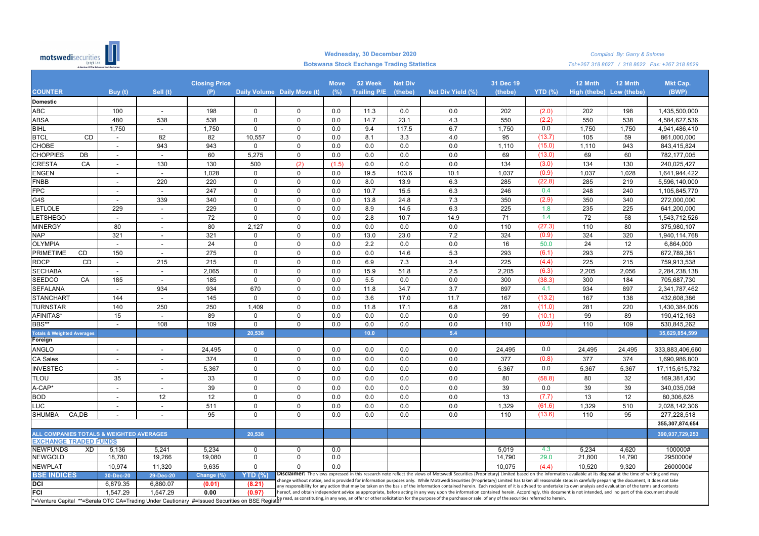motswedisecurities (pty) Ltd
A Member Of The Botswana Stock Exchange

**Wednesday, 30 December 2020**

**Botswana Stock Exchange Trading Statistics**

*Compiled By: Garry & Salome*

*Tel:+267 318 8627 / 318 8622 Fax: +267 318 8629*

| COUNTER | | Buy (t) | Sell (t) | Closing Price (P) | Daily Volume | Daily Move (t) | Move (%) | 52 Week Trailing P/E | Net Div (thebe) | Net Div Yield (%) | 31 Dec 19 (thebe) | YTD (%) | 12 Mnth High (thebe) | 12 Mnth Low (thebe) | Mkt Cap. (BWP) |
|---|---|---|---|---|---|---|---|---|---|---|---|---|---|---|---|
| **Domestic** | | | | | | | | | | | | | | | |
| ABC | | 100 | - | 198 | 0 | 0 | 0.0 | 11.3 | 0.0 | 0.0 | 202 | (2.0) | 202 | 198 | 1,435,500,000 |
| ABSA | | 480 | 538 | 538 | 0 | 0 | 0.0 | 14.7 | 23.1 | 4.3 | 550 | (2.2) | 550 | 538 | 4,584,627,536 |
| BIHL | | 1,750 | - | 1,750 | 0 | 0 | 0.0 | 9.4 | 117.5 | 6.7 | 1,750 | 0.0 | 1,750 | 1,750 | 4,941,486,410 |
| BTCL | CD | - | 82 | 82 | 10,557 | 0 | 0.0 | 8.1 | 3.3 | 4.0 | 95 | (13.7) | 105 | 59 | 861,000,000 |
| CHOBE | | - | 943 | 943 | 0 | 0 | 0.0 | 0.0 | 0.0 | 0.0 | 1,110 | (15.0) | 1,110 | 943 | 843,415,824 |
| CHOPPIES | DB | - | - | 60 | 5,275 | 0 | 0.0 | 0.0 | 0.0 | 0.0 | 69 | (13.0) | 69 | 60 | 782,177,005 |
| CRESTA | CA | - | 130 | 130 | 500 | (2) | (1.5) | 0.0 | 0.0 | 0.0 | 134 | (3.0) | 134 | 130 | 240,025,427 |
| ENGEN | | - | - | 1,028 | 0 | 0 | 0.0 | 19.5 | 103.6 | 10.1 | 1,037 | (0.9) | 1,037 | 1,028 | 1,641,944,422 |
| FNBB | | - | 220 | 220 | 0 | 0 | 0.0 | 8.0 | 13.9 | 6.3 | 285 | (22.8) | 285 | 219 | 5,596,140,000 |
| FPC | | - | - | 247 | 0 | 0 | 0.0 | 10.7 | 15.5 | 6.3 | 246 | 0.4 | 248 | 240 | 1,105,845,770 |
| G4S | | - | 339 | 340 | 0 | 0 | 0.0 | 13.8 | 24.8 | 7.3 | 350 | (2.9) | 350 | 340 | 272,000,000 |
| LETLOLE | | 229 | - | 229 | 0 | 0 | 0.0 | 8.9 | 14.5 | 6.3 | 225 | 1.8 | 235 | 225 | 641,200,000 |
| LETSHEGO | | - | - | 72 | 0 | 0 | 0.0 | 2.8 | 10.7 | 14.9 | 71 | 1.4 | 72 | 58 | 1,543,712,526 |
| MINERGY | | 80 | - | 80 | 2,127 | 0 | 0.0 | 0.0 | 0.0 | 0.0 | 110 | (27.3) | 110 | 80 | 375,980,107 |
| NAP | | 321 | - | 321 | 0 | 0 | 0.0 | 13.0 | 23.0 | 7.2 | 324 | (0.9) | 324 | 320 | 1,940,114,768 |
| OLYMPIA | | - | - | 24 | 0 | 0 | 0.0 | 2.2 | 0.0 | 0.0 | 16 | 50.0 | 24 | 12 | 6,864,000 |
| PRIMETIME | CD | 150 | - | 275 | 0 | 0 | 0.0 | 0.0 | 14.6 | 5.3 | 293 | (6.1) | 293 | 275 | 672,789,381 |
| RDCP | CD | - | 215 | 215 | 0 | 0 | 0.0 | 6.9 | 7.3 | 3.4 | 225 | (4.4) | 225 | 215 | 759,913,538 |
| SECHABA | | - | - | 2,065 | 0 | 0 | 0.0 | 15.9 | 51.8 | 2.5 | 2,205 | (6.3) | 2,205 | 2,056 | 2,284,238,138 |
| SEEDCO | CA | 185 | - | 185 | 0 | 0 | 0.0 | 5.5 | 0.0 | 0.0 | 300 | (38.3) | 300 | 184 | 705,687,730 |
| SEFALANA | | - | 934 | 934 | 670 | 0 | 0.0 | 11.8 | 34.7 | 3.7 | 897 | 4.1 | 934 | 897 | 2,341,787,462 |
| STANCHART | | 144 | - | 145 | 0 | 0 | 0.0 | 3.6 | 17.0 | 11.7 | 167 | (13.2) | 167 | 138 | 432,608,386 |
| TURNSTAR | | 140 | 250 | 250 | 1,409 | 0 | 0.0 | 11.8 | 17.1 | 6.8 | 281 | (11.0) | 281 | 220 | 1,430,384,008 |
| AFINITAS* | | 15 | - | 89 | 0 | 0 | 0.0 | 0.0 | 0.0 | 0.0 | 99 | (10.1) | 99 | 89 | 190,412,163 |
| BBS** | | - | 108 | 109 | 0 | 0 | 0.0 | 0.0 | 0.0 | 0.0 | 110 | (0.9) | 110 | 109 | 530,845,262 |
| **Totals & Weighted Averages** | | | | | **20,538** | | | **10.0** | | **5.4** | | | | | **35,629,854,599** |
| **Foreign** | | | | | | | | | | | | | | | |
| ANGLO | | - | - | 24,495 | 0 | 0 | 0.0 | 0.0 | 0.0 | 0.0 | 24,495 | 0.0 | 24,495 | 24,495 | 333,883,406,660 |
| CA Sales | | - | - | 374 | 0 | 0 | 0.0 | 0.0 | 0.0 | 0.0 | 377 | (0.8) | 377 | 374 | 1,690,986,800 |
| INVESTEC | | - | - | 5,367 | 0 | 0 | 0.0 | 0.0 | 0.0 | 0.0 | 5,367 | 0.0 | 5,367 | 5,367 | 17,115,615,732 |
| TLOU | | 35 | - | 33 | 0 | 0 | 0.0 | 0.0 | 0.0 | 0.0 | 80 | (58.8) | 80 | 32 | 169,381,430 |
| A-CAP* | | - | - | 39 | 0 | 0 | 0.0 | 0.0 | 0.0 | 0.0 | 39 | 0.0 | 39 | 39 | 340,035,098 |
| BOD | | - | 12 | 12 | 0 | 0 | 0.0 | 0.0 | 0.0 | 0.0 | 13 | (7.7) | 13 | 12 | 80,306,628 |
| LUC | | - | - | 511 | 0 | 0 | 0.0 | 0.0 | 0.0 | 0.0 | 1,329 | (61.6) | 1,329 | 510 | 2,028,142,306 |
| SHUMBA | CA,DB | - | - | 95 | 0 | 0 | 0.0 | 0.0 | 0.0 | 0.0 | 110 | (13.6) | 110 | 95 | 277,228,518 |
| | | | | | | | | | | | | | | | **355,307,874,654** |
| **ALL COMPANIES TOTALS & WEIGHTED AVERAGES** | | | | | **20,538** | | | | | | | | | | **390,937,729,253** |
| **EXCHANGE TRADED FUNDS** | | | | | | | | | | | | | | | |
| NEWFUNDS | XD | 5,136 | 5,241 | 5,234 | 0 | 0 | 0.0 | | | | 5,019 | 4.3 | 5,234 | 4,620 | 100000# |
| NEWGOLD | | 18,780 | 19,266 | 19,080 | 0 | 0 | 0.0 | | | | 14,790 | 29.0 | 21,800 | 14,790 | 2950000# |
| NEWPLAT | | 10,974 | 11,320 | 9,635 | 0 | 0 | 0.0 | | | | 10,075 | (4.4) | 10,520 | 9,320 | 2600000# |

| BSE INDICES | 30-Dec-20 | 29-Dec-20 | Change (%) | YTD (%) |
|---|---|---|---|---|
| DCI | 6,879.35 | 6,880.07 | (0.01) | (8.21) |
| FCI | 1,547.29 | 1,547.29 | 0.00 | (0.97) |

*=Venture Capital **=Serala OTC CA=Trading Under Cautionary #=Issued Securities on BSE Register

**Disclaimer:** The views expressed in this research note reflect the views of Motswedi Securities (Proprietary) Limited based on the information available at its disposal at the time of writing and may change without notice, and is provided for information purposes only. While Motswedi Securities (Proprietary) Limited has taken all reasonable steps in carefully preparing the document, it does not take any responsibility for any action that may be taken on the basis of the information contained herein. Each recipient of it is advised to undertake its own analysis and evaluation of the terms and contents hereof, and obtain independent advice as appropriate, before acting in any way upon the information contained herein. Accordingly, this document is not intended, and no part of this document should be read, as constituting, in any way, an offer or other solicitation for the purpose of the purchase or sale .of any of the securities referred to herein.